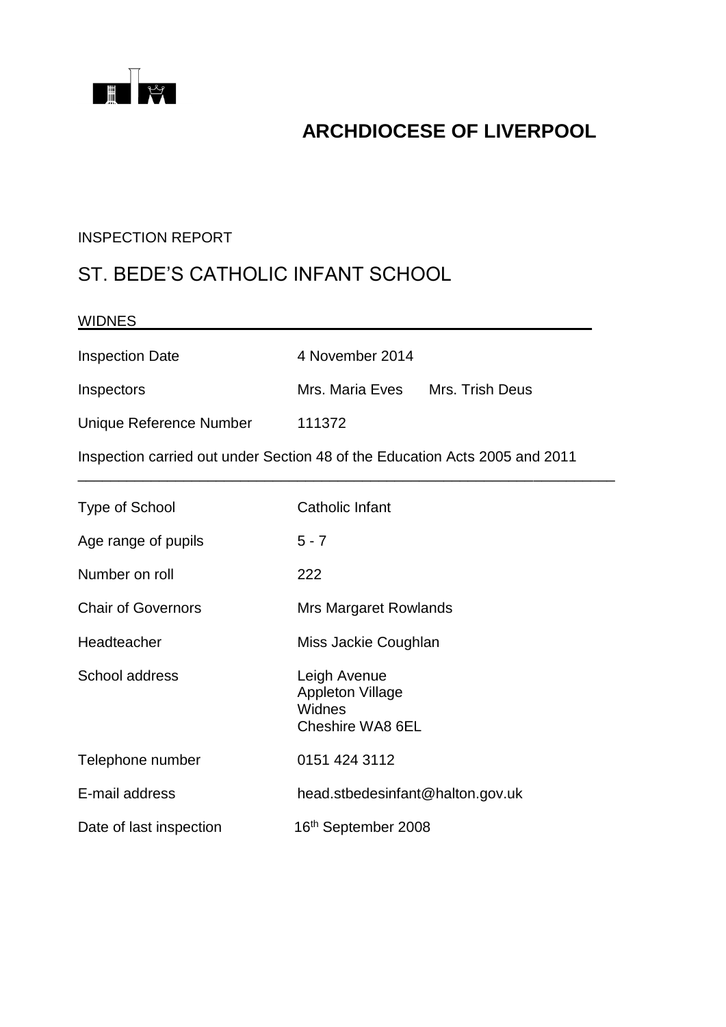# ARCHDIOCESE OF LIVERPOOL

INSPECTION REPORT

## ST. BEDE'S CATHOLIC INFANT SCHOOL

WIDNES

| | |
|---|---|
| Inspection Date | 4 November 2014 |
| Inspectors | Mrs. Maria Eves Mrs. Trish Deus |
| Unique Reference Number | 111372 |

Inspection carried out under Section 48 of the Education Acts 2005 and 2011

| | |
|---|---|
| Type of School | Catholic Infant |
| Age range of pupils | 5 - 7 |
| Number on roll | 222 |
| Chair of Governors | Mrs Margaret Rowlands |
| Headteacher | Miss Jackie Coughlan |
| School address | Leigh Avenue<br>Appleton Village<br>Widnes<br>Cheshire WA8 6EL |
| Telephone number | 0151 424 3112 |
| E-mail address | head.stbedesinfant@halton.gov.uk |
| Date of last inspection | 16th September 2008 |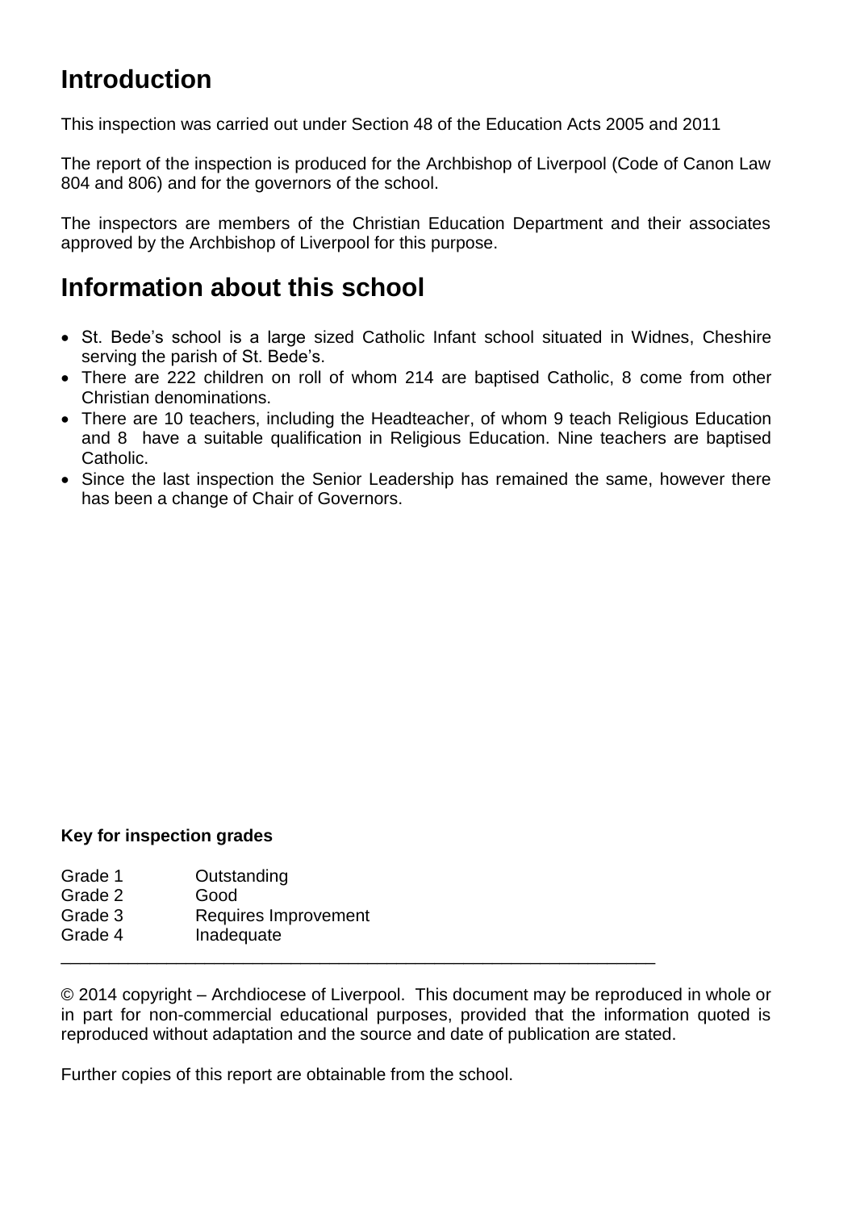## Introduction

This inspection was carried out under Section 48 of the Education Acts 2005 and 2011

The report of the inspection is produced for the Archbishop of Liverpool (Code of Canon Law 804 and 806) and for the governors of the school.

The inspectors are members of the Christian Education Department and their associates approved by the Archbishop of Liverpool for this purpose.

## Information about this school

- St. Bede's school is a large sized Catholic Infant school situated in Widnes, Cheshire serving the parish of St. Bede's.
- There are 222 children on roll of whom 214 are baptised Catholic, 8 come from other Christian denominations.
- There are 10 teachers, including the Headteacher, of whom 9 teach Religious Education and 8 have a suitable qualification in Religious Education. Nine teachers are baptised Catholic.
- Since the last inspection the Senior Leadership has remained the same, however there has been a change of Chair of Governors.

**Key for inspection grades**

| | |
|---|---|
| Grade 1 | Outstanding |
| Grade 2 | Good |
| Grade 3 | Requires Improvement |
| Grade 4 | Inadequate |

---

© 2014 copyright – Archdiocese of Liverpool. This document may be reproduced in whole or in part for non-commercial educational purposes, provided that the information quoted is reproduced without adaptation and the source and date of publication are stated.

Further copies of this report are obtainable from the school.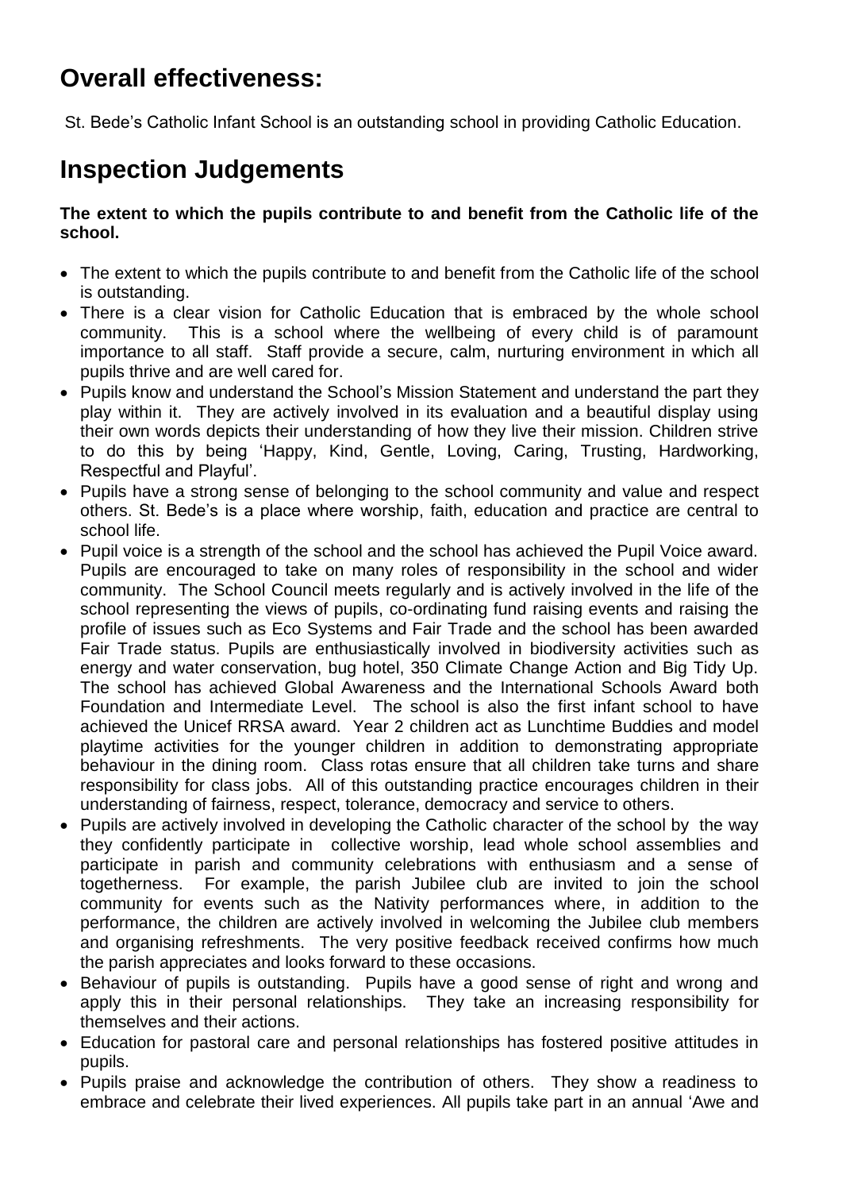## Overall effectiveness:

St. Bede's Catholic Infant School is an outstanding school in providing Catholic Education.

## Inspection Judgements

**The extent to which the pupils contribute to and benefit from the Catholic life of the school.**

- The extent to which the pupils contribute to and benefit from the Catholic life of the school is outstanding.
- There is a clear vision for Catholic Education that is embraced by the whole school community. This is a school where the wellbeing of every child is of paramount importance to all staff. Staff provide a secure, calm, nurturing environment in which all pupils thrive and are well cared for.
- Pupils know and understand the School's Mission Statement and understand the part they play within it. They are actively involved in its evaluation and a beautiful display using their own words depicts their understanding of how they live their mission. Children strive to do this by being 'Happy, Kind, Gentle, Loving, Caring, Trusting, Hardworking, Respectful and Playful'.
- Pupils have a strong sense of belonging to the school community and value and respect others. St. Bede's is a place where worship, faith, education and practice are central to school life.
- Pupil voice is a strength of the school and the school has achieved the Pupil Voice award. Pupils are encouraged to take on many roles of responsibility in the school and wider community. The School Council meets regularly and is actively involved in the life of the school representing the views of pupils, co-ordinating fund raising events and raising the profile of issues such as Eco Systems and Fair Trade and the school has been awarded Fair Trade status. Pupils are enthusiastically involved in biodiversity activities such as energy and water conservation, bug hotel, 350 Climate Change Action and Big Tidy Up. The school has achieved Global Awareness and the International Schools Award both Foundation and Intermediate Level. The school is also the first infant school to have achieved the Unicef RRSA award. Year 2 children act as Lunchtime Buddies and model playtime activities for the younger children in addition to demonstrating appropriate behaviour in the dining room. Class rotas ensure that all children take turns and share responsibility for class jobs. All of this outstanding practice encourages children in their understanding of fairness, respect, tolerance, democracy and service to others.
- Pupils are actively involved in developing the Catholic character of the school by the way they confidently participate in collective worship, lead whole school assemblies and participate in parish and community celebrations with enthusiasm and a sense of togetherness. For example, the parish Jubilee club are invited to join the school community for events such as the Nativity performances where, in addition to the performance, the children are actively involved in welcoming the Jubilee club members and organising refreshments. The very positive feedback received confirms how much the parish appreciates and looks forward to these occasions.
- Behaviour of pupils is outstanding. Pupils have a good sense of right and wrong and apply this in their personal relationships. They take an increasing responsibility for themselves and their actions.
- Education for pastoral care and personal relationships has fostered positive attitudes in pupils.
- Pupils praise and acknowledge the contribution of others. They show a readiness to embrace and celebrate their lived experiences. All pupils take part in an annual 'Awe and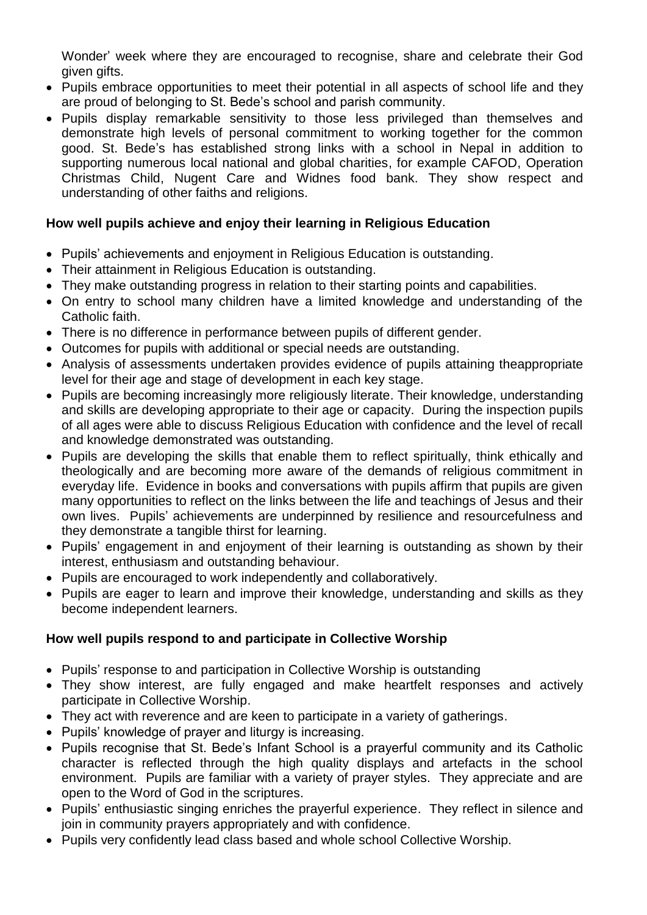Wonder' week where they are encouraged to recognise, share and celebrate their God given gifts.

- Pupils embrace opportunities to meet their potential in all aspects of school life and they are proud of belonging to St. Bede's school and parish community.
- Pupils display remarkable sensitivity to those less privileged than themselves and demonstrate high levels of personal commitment to working together for the common good. St. Bede's has established strong links with a school in Nepal in addition to supporting numerous local national and global charities, for example CAFOD, Operation Christmas Child, Nugent Care and Widnes food bank. They show respect and understanding of other faiths and religions.

**How well pupils achieve and enjoy their learning in Religious Education**

- Pupils' achievements and enjoyment in Religious Education is outstanding.
- Their attainment in Religious Education is outstanding.
- They make outstanding progress in relation to their starting points and capabilities.
- On entry to school many children have a limited knowledge and understanding of the Catholic faith.
- There is no difference in performance between pupils of different gender.
- Outcomes for pupils with additional or special needs are outstanding.
- Analysis of assessments undertaken provides evidence of pupils attaining theappropriate level for their age and stage of development in each key stage.
- Pupils are becoming increasingly more religiously literate. Their knowledge, understanding and skills are developing appropriate to their age or capacity. During the inspection pupils of all ages were able to discuss Religious Education with confidence and the level of recall and knowledge demonstrated was outstanding.
- Pupils are developing the skills that enable them to reflect spiritually, think ethically and theologically and are becoming more aware of the demands of religious commitment in everyday life. Evidence in books and conversations with pupils affirm that pupils are given many opportunities to reflect on the links between the life and teachings of Jesus and their own lives. Pupils' achievements are underpinned by resilience and resourcefulness and they demonstrate a tangible thirst for learning.
- Pupils' engagement in and enjoyment of their learning is outstanding as shown by their interest, enthusiasm and outstanding behaviour.
- Pupils are encouraged to work independently and collaboratively.
- Pupils are eager to learn and improve their knowledge, understanding and skills as they become independent learners.

**How well pupils respond to and participate in Collective Worship**

- Pupils' response to and participation in Collective Worship is outstanding
- They show interest, are fully engaged and make heartfelt responses and actively participate in Collective Worship.
- They act with reverence and are keen to participate in a variety of gatherings.
- Pupils' knowledge of prayer and liturgy is increasing.
- Pupils recognise that St. Bede's Infant School is a prayerful community and its Catholic character is reflected through the high quality displays and artefacts in the school environment. Pupils are familiar with a variety of prayer styles. They appreciate and are open to the Word of God in the scriptures.
- Pupils' enthusiastic singing enriches the prayerful experience. They reflect in silence and join in community prayers appropriately and with confidence.
- Pupils very confidently lead class based and whole school Collective Worship.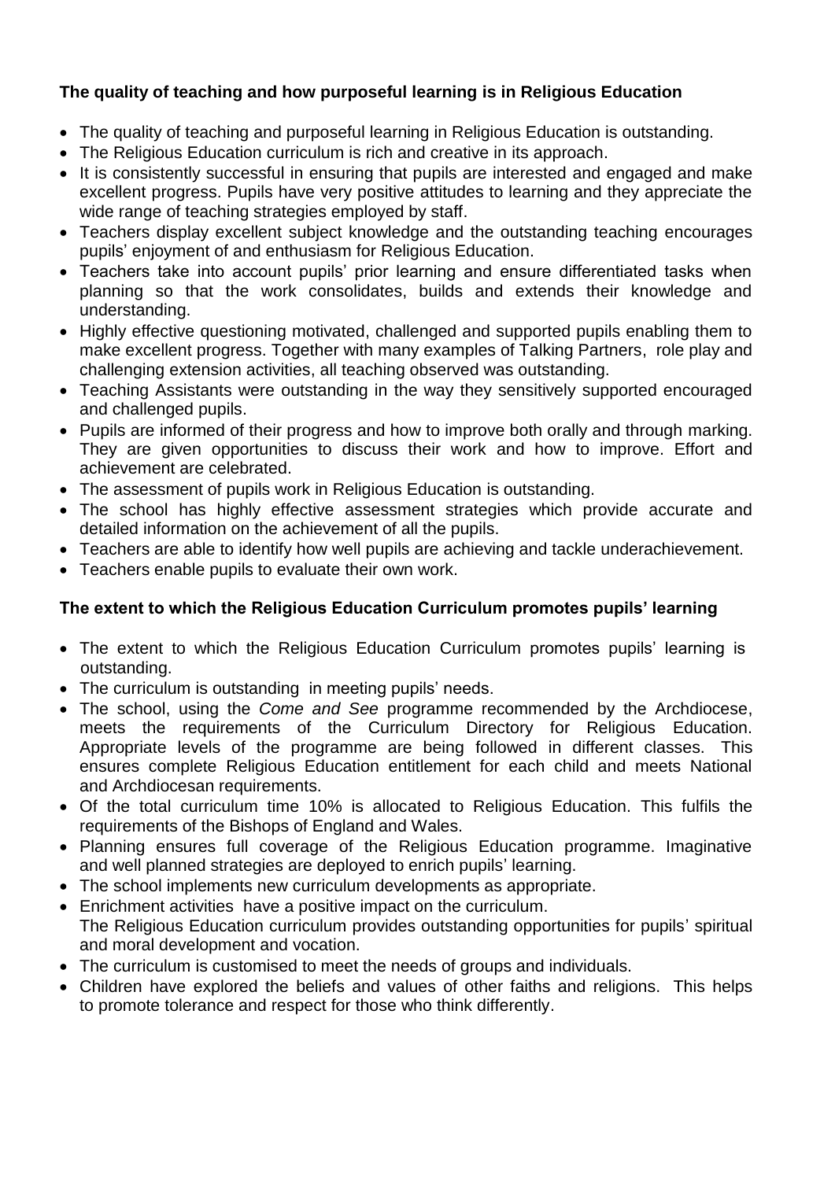**The quality of teaching and how purposeful learning is in Religious Education**

- The quality of teaching and purposeful learning in Religious Education is outstanding.
- The Religious Education curriculum is rich and creative in its approach.
- It is consistently successful in ensuring that pupils are interested and engaged and make excellent progress. Pupils have very positive attitudes to learning and they appreciate the wide range of teaching strategies employed by staff.
- Teachers display excellent subject knowledge and the outstanding teaching encourages pupils' enjoyment of and enthusiasm for Religious Education.
- Teachers take into account pupils' prior learning and ensure differentiated tasks when planning so that the work consolidates, builds and extends their knowledge and understanding.
- Highly effective questioning motivated, challenged and supported pupils enabling them to make excellent progress. Together with many examples of Talking Partners, role play and challenging extension activities, all teaching observed was outstanding.
- Teaching Assistants were outstanding in the way they sensitively supported encouraged and challenged pupils.
- Pupils are informed of their progress and how to improve both orally and through marking. They are given opportunities to discuss their work and how to improve. Effort and achievement are celebrated.
- The assessment of pupils work in Religious Education is outstanding.
- The school has highly effective assessment strategies which provide accurate and detailed information on the achievement of all the pupils.
- Teachers are able to identify how well pupils are achieving and tackle underachievement.
- Teachers enable pupils to evaluate their own work.

**The extent to which the Religious Education Curriculum promotes pupils' learning**

- The extent to which the Religious Education Curriculum promotes pupils' learning is outstanding.
- The curriculum is outstanding in meeting pupils' needs.
- The school, using the *Come and See* programme recommended by the Archdiocese, meets the requirements of the Curriculum Directory for Religious Education. Appropriate levels of the programme are being followed in different classes. This ensures complete Religious Education entitlement for each child and meets National and Archdiocesan requirements.
- Of the total curriculum time 10% is allocated to Religious Education. This fulfils the requirements of the Bishops of England and Wales.
- Planning ensures full coverage of the Religious Education programme. Imaginative and well planned strategies are deployed to enrich pupils' learning.
- The school implements new curriculum developments as appropriate.
- Enrichment activities have a positive impact on the curriculum.
  The Religious Education curriculum provides outstanding opportunities for pupils' spiritual and moral development and vocation.
- The curriculum is customised to meet the needs of groups and individuals.
- Children have explored the beliefs and values of other faiths and religions. This helps to promote tolerance and respect for those who think differently.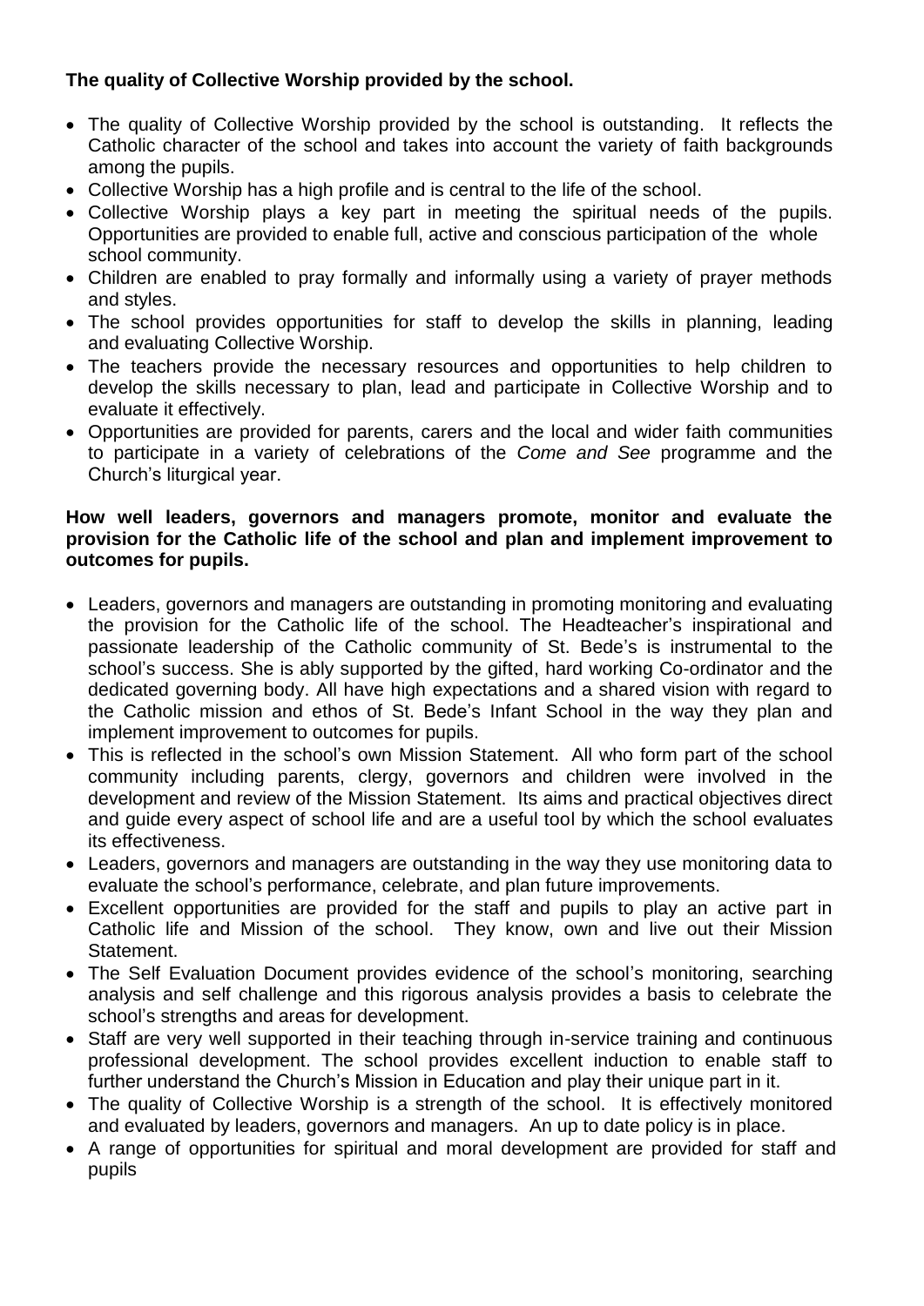**The quality of Collective Worship provided by the school.**

- The quality of Collective Worship provided by the school is outstanding. It reflects the Catholic character of the school and takes into account the variety of faith backgrounds among the pupils.
- Collective Worship has a high profile and is central to the life of the school.
- Collective Worship plays a key part in meeting the spiritual needs of the pupils. Opportunities are provided to enable full, active and conscious participation of the whole school community.
- Children are enabled to pray formally and informally using a variety of prayer methods and styles.
- The school provides opportunities for staff to develop the skills in planning, leading and evaluating Collective Worship.
- The teachers provide the necessary resources and opportunities to help children to develop the skills necessary to plan, lead and participate in Collective Worship and to evaluate it effectively.
- Opportunities are provided for parents, carers and the local and wider faith communities to participate in a variety of celebrations of the *Come and See* programme and the Church's liturgical year.

**How well leaders, governors and managers promote, monitor and evaluate the provision for the Catholic life of the school and plan and implement improvement to outcomes for pupils.**

- Leaders, governors and managers are outstanding in promoting monitoring and evaluating the provision for the Catholic life of the school. The Headteacher's inspirational and passionate leadership of the Catholic community of St. Bede's is instrumental to the school's success. She is ably supported by the gifted, hard working Co-ordinator and the dedicated governing body. All have high expectations and a shared vision with regard to the Catholic mission and ethos of St. Bede's Infant School in the way they plan and implement improvement to outcomes for pupils.
- This is reflected in the school's own Mission Statement. All who form part of the school community including parents, clergy, governors and children were involved in the development and review of the Mission Statement. Its aims and practical objectives direct and guide every aspect of school life and are a useful tool by which the school evaluates its effectiveness.
- Leaders, governors and managers are outstanding in the way they use monitoring data to evaluate the school's performance, celebrate, and plan future improvements.
- Excellent opportunities are provided for the staff and pupils to play an active part in Catholic life and Mission of the school. They know, own and live out their Mission Statement.
- The Self Evaluation Document provides evidence of the school's monitoring, searching analysis and self challenge and this rigorous analysis provides a basis to celebrate the school's strengths and areas for development.
- Staff are very well supported in their teaching through in-service training and continuous professional development. The school provides excellent induction to enable staff to further understand the Church's Mission in Education and play their unique part in it.
- The quality of Collective Worship is a strength of the school. It is effectively monitored and evaluated by leaders, governors and managers. An up to date policy is in place.
- A range of opportunities for spiritual and moral development are provided for staff and pupils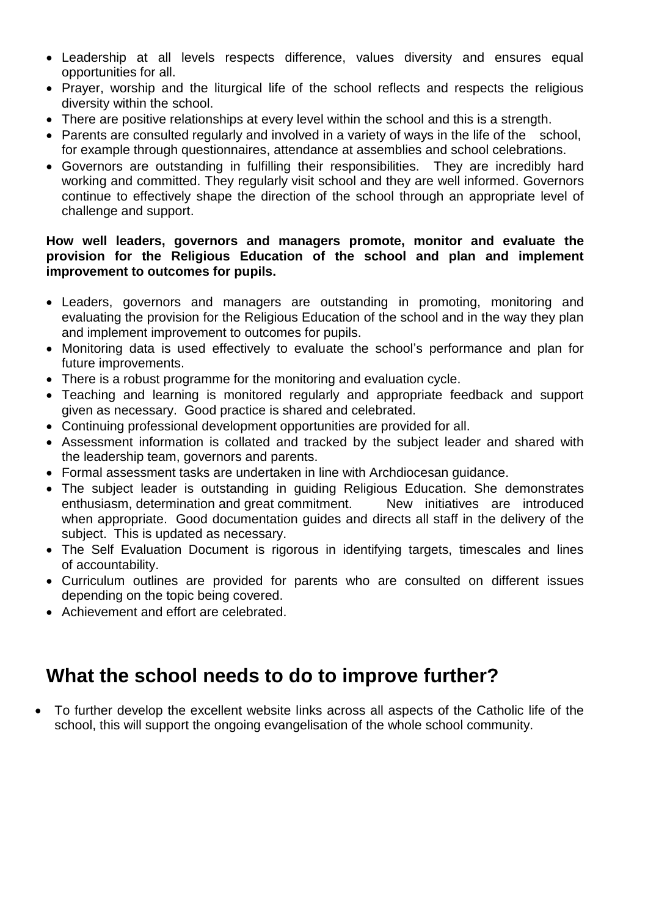- Leadership at all levels respects difference, values diversity and ensures equal opportunities for all.
- Prayer, worship and the liturgical life of the school reflects and respects the religious diversity within the school.
- There are positive relationships at every level within the school and this is a strength.
- Parents are consulted regularly and involved in a variety of ways in the life of the school, for example through questionnaires, attendance at assemblies and school celebrations.
- Governors are outstanding in fulfilling their responsibilities. They are incredibly hard working and committed. They regularly visit school and they are well informed. Governors continue to effectively shape the direction of the school through an appropriate level of challenge and support.

**How well leaders, governors and managers promote, monitor and evaluate the provision for the Religious Education of the school and plan and implement improvement to outcomes for pupils.**

- Leaders, governors and managers are outstanding in promoting, monitoring and evaluating the provision for the Religious Education of the school and in the way they plan and implement improvement to outcomes for pupils.
- Monitoring data is used effectively to evaluate the school's performance and plan for future improvements.
- There is a robust programme for the monitoring and evaluation cycle.
- Teaching and learning is monitored regularly and appropriate feedback and support given as necessary. Good practice is shared and celebrated.
- Continuing professional development opportunities are provided for all.
- Assessment information is collated and tracked by the subject leader and shared with the leadership team, governors and parents.
- Formal assessment tasks are undertaken in line with Archdiocesan guidance.
- The subject leader is outstanding in guiding Religious Education. She demonstrates enthusiasm, determination and great commitment. New initiatives are introduced when appropriate. Good documentation guides and directs all staff in the delivery of the subject. This is updated as necessary.
- The Self Evaluation Document is rigorous in identifying targets, timescales and lines of accountability.
- Curriculum outlines are provided for parents who are consulted on different issues depending on the topic being covered.
- Achievement and effort are celebrated.

## What the school needs to do to improve further?

- To further develop the excellent website links across all aspects of the Catholic life of the school, this will support the ongoing evangelisation of the whole school community.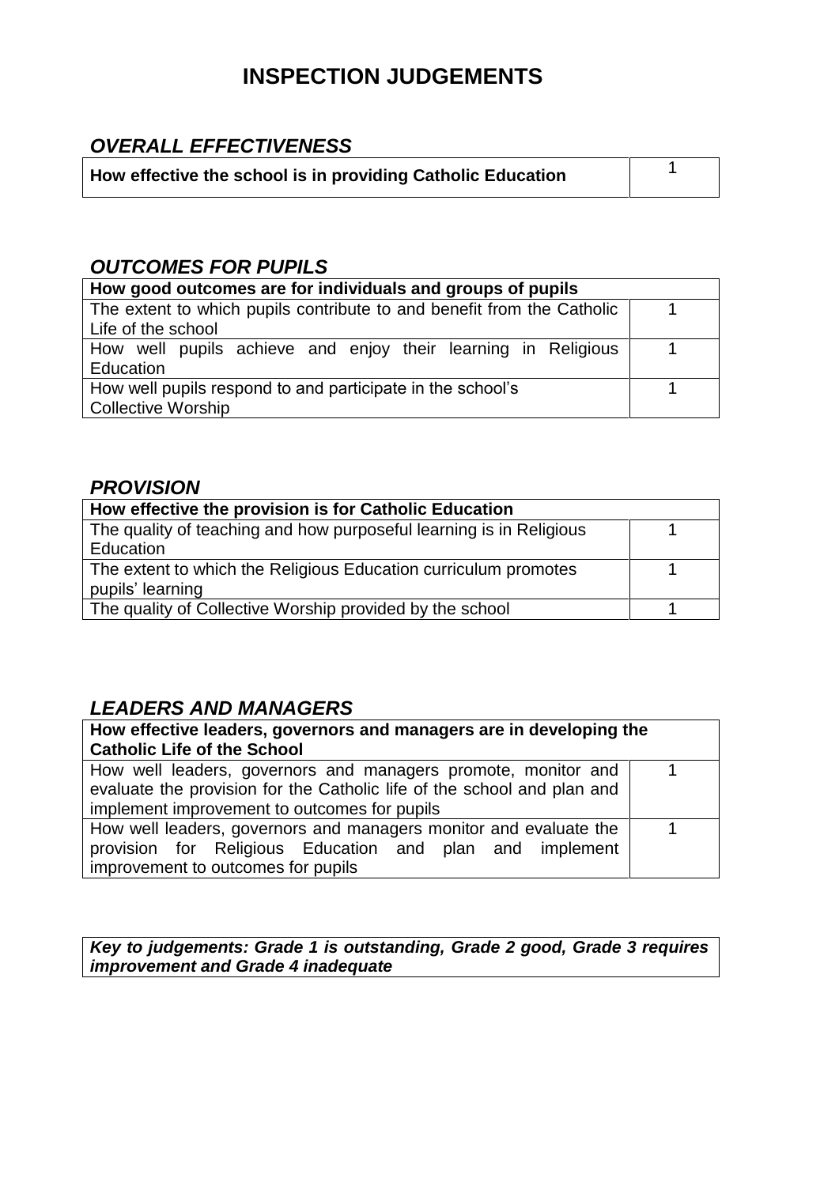# INSPECTION JUDGEMENTS

## *OVERALL EFFECTIVENESS*

| | |
|---|---|
| **How effective the school is in providing Catholic Education** | 1 |

## *OUTCOMES FOR PUPILS*

| **How good outcomes are for individuals and groups of pupils** | |
|---|---|
| The extent to which pupils contribute to and benefit from the Catholic Life of the school | 1 |
| How well pupils achieve and enjoy their learning in Religious Education | 1 |
| How well pupils respond to and participate in the school's Collective Worship | 1 |

## *PROVISION*

| **How effective the provision is for Catholic Education** | |
|---|---|
| The quality of teaching and how purposeful learning is in Religious Education | 1 |
| The extent to which the Religious Education curriculum promotes pupils' learning | 1 |
| The quality of Collective Worship provided by the school | 1 |

## *LEADERS AND MANAGERS*

| **How effective leaders, governors and managers are in developing the Catholic Life of the School** | |
|---|---|
| How well leaders, governors and managers promote, monitor and evaluate the provision for the Catholic life of the school and plan and implement improvement to outcomes for pupils | 1 |
| How well leaders, governors and managers monitor and evaluate the provision for Religious Education and plan and implement improvement to outcomes for pupils | 1 |

***Key to judgements: Grade 1 is outstanding, Grade 2 good, Grade 3 requires improvement and Grade 4 inadequate***